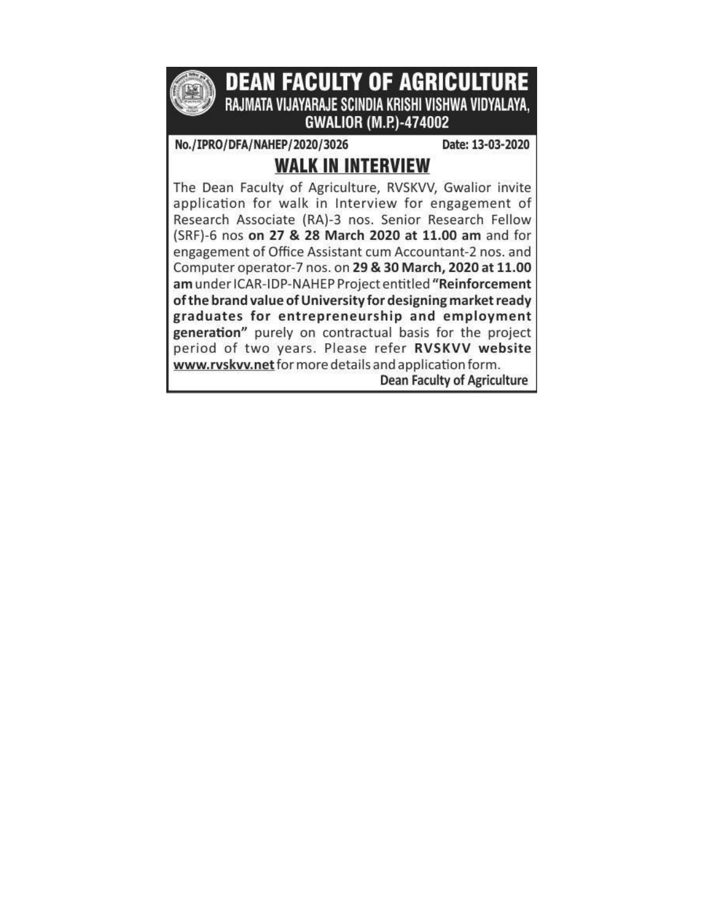# DEAN FACULTY OF AGRICULTURE

## RAJMATA VIJAYARAJE SCINDIA KRISHI VISHWA VIDYALAYA, GWALIOR (M.P.)-474002

**No./IPRO/DFA/NAHEP/2020/3026** **Date: 13-03-2020**

## WALK IN INTERVIEW

The Dean Faculty of Agriculture, RVSKVV, Gwalior invite application for walk in Interview for engagement of Research Associate (RA)-3 nos. Senior Research Fellow (SRF)-6 nos **on 27 & 28 March 2020 at 11.00 am** and for engagement of Office Assistant cum Accountant-2 nos. and Computer operator-7 nos. on **29 & 30 March, 2020 at 11.00 am** under ICAR-IDP-NAHEP Project entitled **"Reinforcement of the brand value of University for designing market ready graduates for entrepreneurship and employment generation"** purely on contractual basis for the project period of two years. Please refer **RVSKVV website** **www.rvskvv.net** for more details and application form.

**Dean Faculty of Agriculture**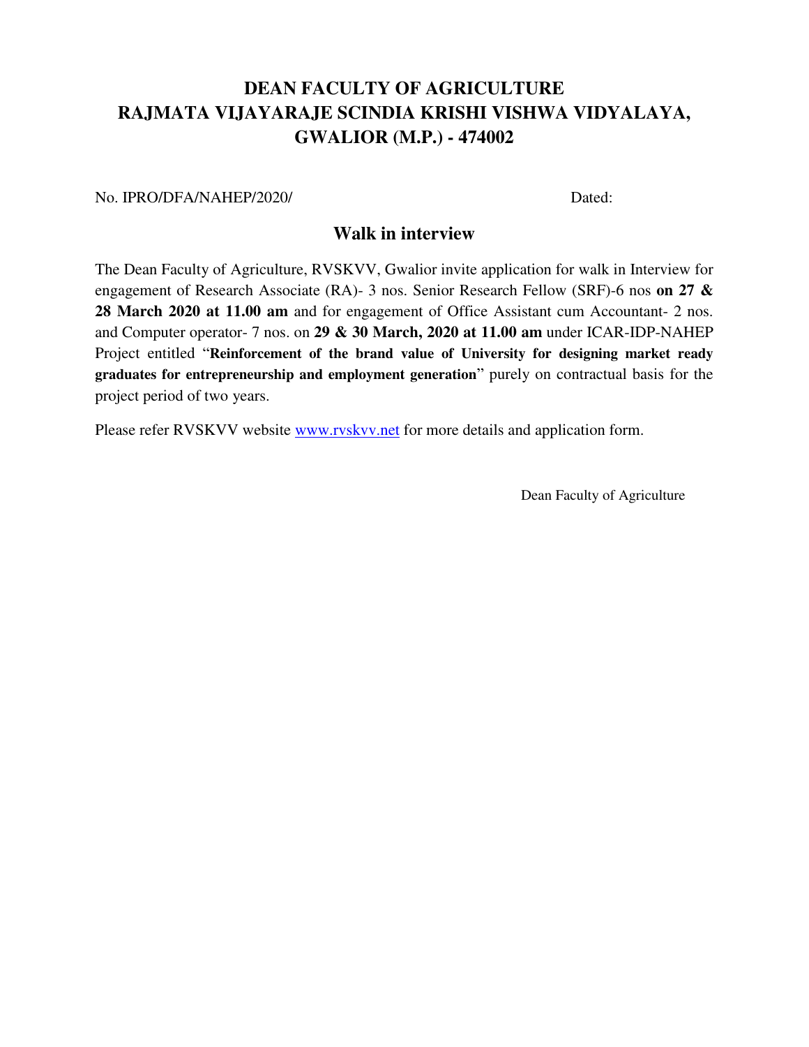# DEAN FACULTY OF AGRICULTURE
# RAJMATA VIJAYARAJE SCINDIA KRISHI VISHWA VIDYALAYA, GWALIOR (M.P.) - 474002

No. IPRO/DFA/NAHEP/2020/ Dated:

## Walk in interview

The Dean Faculty of Agriculture, RVSKVV, Gwalior invite application for walk in Interview for engagement of Research Associate (RA)- 3 nos. Senior Research Fellow (SRF)-6 nos **on 27 & 28 March 2020 at 11.00 am** and for engagement of Office Assistant cum Accountant- 2 nos. and Computer operator- 7 nos. on **29 & 30 March, 2020 at 11.00 am** under ICAR-IDP-NAHEP Project entitled "**Reinforcement of the brand value of University for designing market ready graduates for entrepreneurship and employment generation**" purely on contractual basis for the project period of two years.

Please refer RVSKVV website [www.rvskvv.net](http://www.rvskvv.net) for more details and application form.

Dean Faculty of Agriculture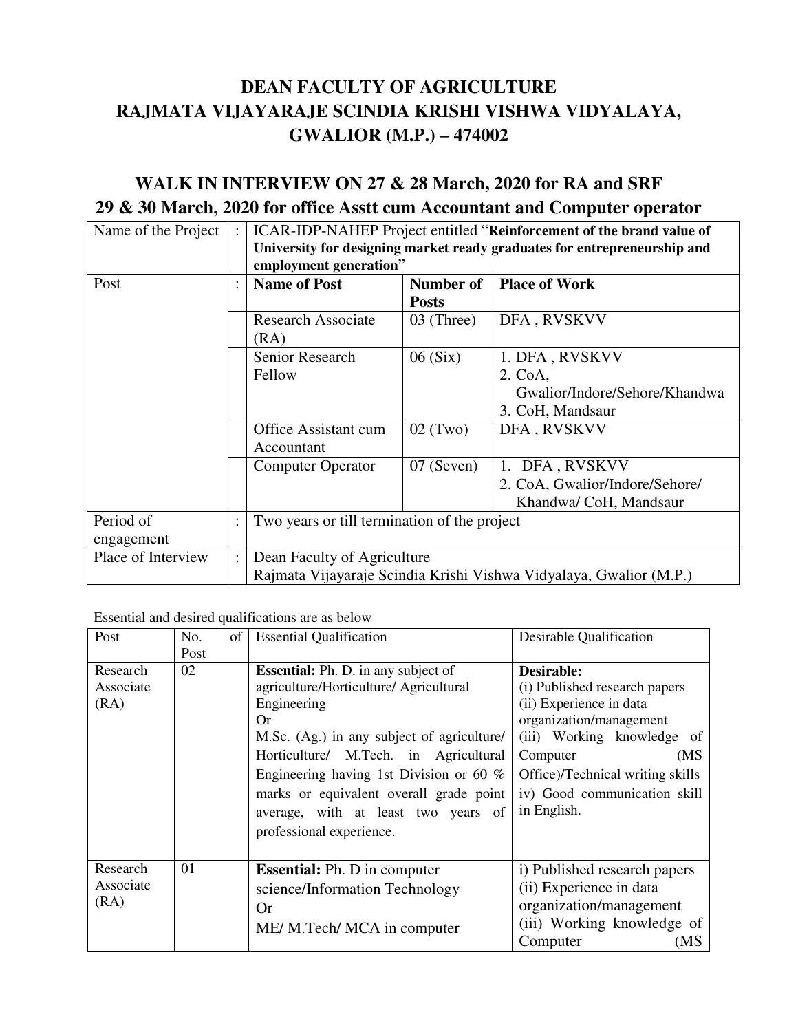# DEAN FACULTY OF AGRICULTURE
# RAJMATA VIJAYARAJE SCINDIA KRISHI VISHWA VIDYALAYA, GWALIOR (M.P.) – 474002

## WALK IN INTERVIEW ON 27 & 28 March, 2020 for RA and SRF
## 29 & 30 March, 2020 for office Asstt cum Accountant and Computer operator

| Name of the Project | : | ICAR-IDP-NAHEP Project entitled "**Reinforcement of the brand value of University for designing market ready graduates for entrepreneurship and employment generation**" | | |
|---|---|---|---|---|
| Post | : | **Name of Post** | **Number of Posts** | **Place of Work** |
| | | Research Associate (RA) | 03 (Three) | DFA , RVSKVV |
| | | Senior Research Fellow | 06 (Six) | 1. DFA , RVSKVV<br>2. CoA, Gwalior/Indore/Sehore/Khandwa<br>3. CoH, Mandsaur |
| | | Office Assistant cum Accountant | 02 (Two) | DFA , RVSKVV |
| | | Computer Operator | 07 (Seven) | 1. DFA , RVSKVV<br>2. CoA, Gwalior/Indore/Sehore/ Khandwa/ CoH, Mandsaur |
| Period of engagement | : | Two years or till termination of the project | | |
| Place of Interview | : | Dean Faculty of Agriculture<br>Rajmata Vijayaraje Scindia Krishi Vishwa Vidyalaya, Gwalior (M.P.) | | |

Essential and desired qualifications are as below

| Post | No. of Post | Essential Qualification | Desirable Qualification |
|---|---|---|---|
| Research Associate (RA) | 02 | **Essential:** Ph. D. in any subject of agriculture/Horticulture/ Agricultural Engineering<br>Or<br>M.Sc. (Ag.) in any subject of agriculture/ Horticulture/ M.Tech. in Agricultural Engineering having 1st Division or 60 % marks or equivalent overall grade point average, with at least two years of professional experience. | **Desirable:**<br>(i) Published research papers<br>(ii) Experience in data organization/management<br>(iii) Working knowledge of Computer (MS Office)/Technical writing skills<br>iv) Good communication skill in English. |
| Research Associate (RA) | 01 | **Essential:** Ph. D in computer science/Information Technology<br>Or<br>ME/ M.Tech/ MCA in computer | i) Published research papers<br>(ii) Experience in data organization/management<br>(iii) Working knowledge of Computer (MS |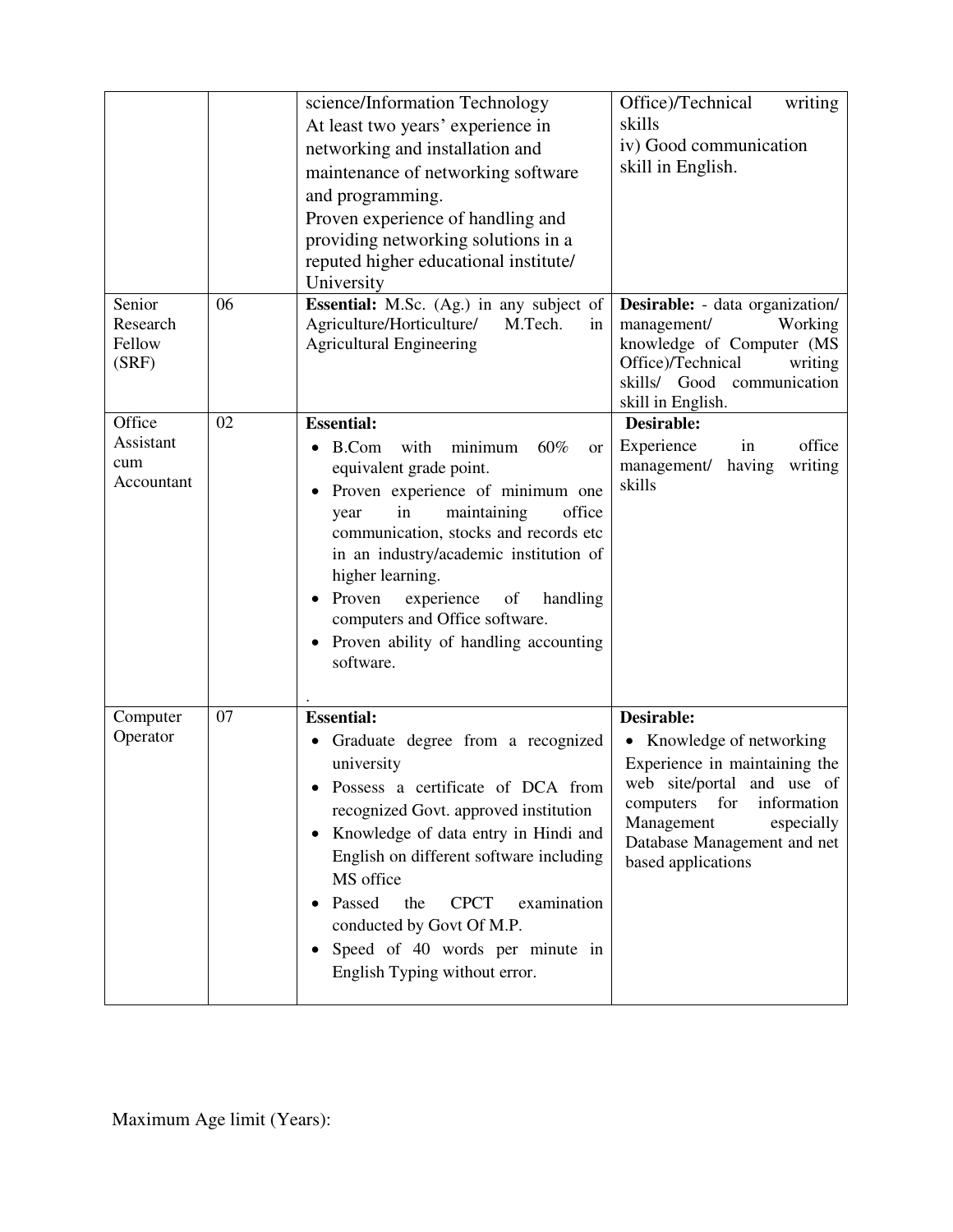| | | | |
|---|---|---|---|
| | | science/Information Technology<br>At least two years' experience in networking and installation and maintenance of networking software and programming.<br>Proven experience of handling and providing networking solutions in a reputed higher educational institute/ University | Office)/Technical writing skills<br>iv) Good communication skill in English. |
| Senior Research Fellow (SRF) | 06 | **Essential:** M.Sc. (Ag.) in any subject of Agriculture/Horticulture/ M.Tech. in Agricultural Engineering | **Desirable:** - data organization/ management/ Working knowledge of Computer (MS Office)/Technical writing skills/ Good communication skill in English. |
| Office Assistant cum Accountant | 02 | **Essential:**<br>• B.Com with minimum 60% or equivalent grade point.<br>• Proven experience of minimum one year in maintaining office communication, stocks and records etc in an industry/academic institution of higher learning.<br>• Proven experience of handling computers and Office software.<br>• Proven ability of handling accounting software.<br>. | **Desirable:**<br>Experience in office management/ having writing skills |
| Computer Operator | 07 | **Essential:**<br>• Graduate degree from a recognized university<br>• Possess a certificate of DCA from recognized Govt. approved institution<br>• Knowledge of data entry in Hindi and English on different software including MS office<br>• Passed the CPCT examination conducted by Govt Of M.P.<br>• Speed of 40 words per minute in English Typing without error. | **Desirable:**<br>• Knowledge of networking<br>Experience in maintaining the web site/portal and use of computers for information Management especially Database Management and net based applications |

Maximum Age limit (Years):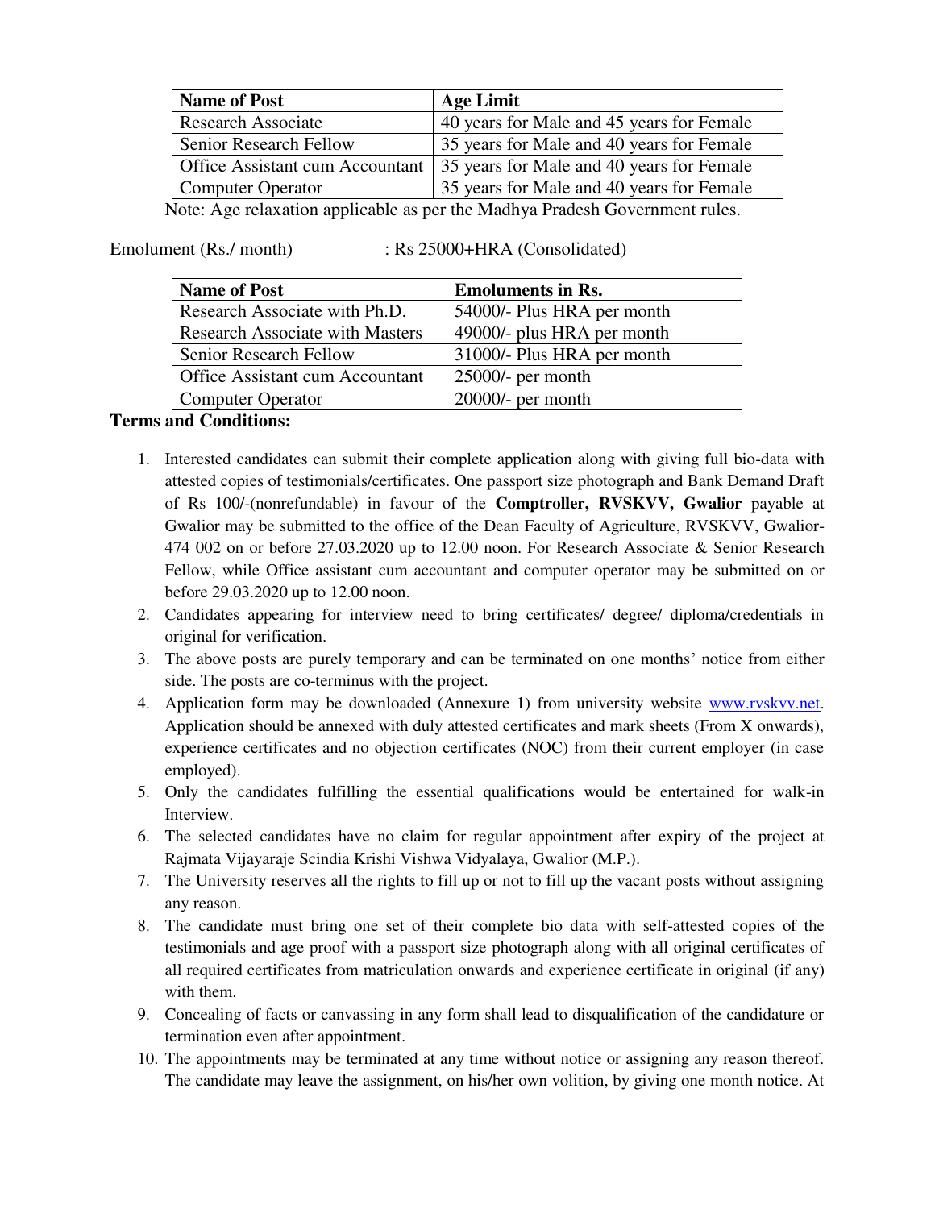| Name of Post | Age Limit |
|---|---|
| Research Associate | 40 years for Male and 45 years for Female |
| Senior Research Fellow | 35 years for Male and 40 years for Female |
| Office Assistant cum Accountant | 35 years for Male and 40 years for Female |
| Computer Operator | 35 years for Male and 40 years for Female |

Note: Age relaxation applicable as per the Madhya Pradesh Government rules.

Emolument (Rs./ month) : Rs 25000+HRA (Consolidated)

| Name of Post | Emoluments in Rs. |
|---|---|
| Research Associate with Ph.D. | 54000/- Plus HRA per month |
| Research Associate with Masters | 49000/- plus HRA per month |
| Senior Research Fellow | 31000/- Plus HRA per month |
| Office Assistant cum Accountant | 25000/- per month |
| Computer Operator | 20000/- per month |

**Terms and Conditions:**

1. Interested candidates can submit their complete application along with giving full bio-data with attested copies of testimonials/certificates. One passport size photograph and Bank Demand Draft of Rs 100/-(nonrefundable) in favour of the **Comptroller, RVSKVV, Gwalior** payable at Gwalior may be submitted to the office of the Dean Faculty of Agriculture, RVSKVV, Gwalior-474 002 on or before 27.03.2020 up to 12.00 noon. For Research Associate & Senior Research Fellow, while Office assistant cum accountant and computer operator may be submitted on or before 29.03.2020 up to 12.00 noon.
2. Candidates appearing for interview need to bring certificates/ degree/ diploma/credentials in original for verification.
3. The above posts are purely temporary and can be terminated on one months' notice from either side. The posts are co-terminus with the project.
4. Application form may be downloaded (Annexure 1) from university website [www.rvskvv.net](www.rvskvv.net). Application should be annexed with duly attested certificates and mark sheets (From X onwards), experience certificates and no objection certificates (NOC) from their current employer (in case employed).
5. Only the candidates fulfilling the essential qualifications would be entertained for walk-in Interview.
6. The selected candidates have no claim for regular appointment after expiry of the project at Rajmata Vijayaraje Scindia Krishi Vishwa Vidyalaya, Gwalior (M.P.).
7. The University reserves all the rights to fill up or not to fill up the vacant posts without assigning any reason.
8. The candidate must bring one set of their complete bio data with self-attested copies of the testimonials and age proof with a passport size photograph along with all original certificates of all required certificates from matriculation onwards and experience certificate in original (if any) with them.
9. Concealing of facts or canvassing in any form shall lead to disqualification of the candidature or termination even after appointment.
10. The appointments may be terminated at any time without notice or assigning any reason thereof. The candidate may leave the assignment, on his/her own volition, by giving one month notice. At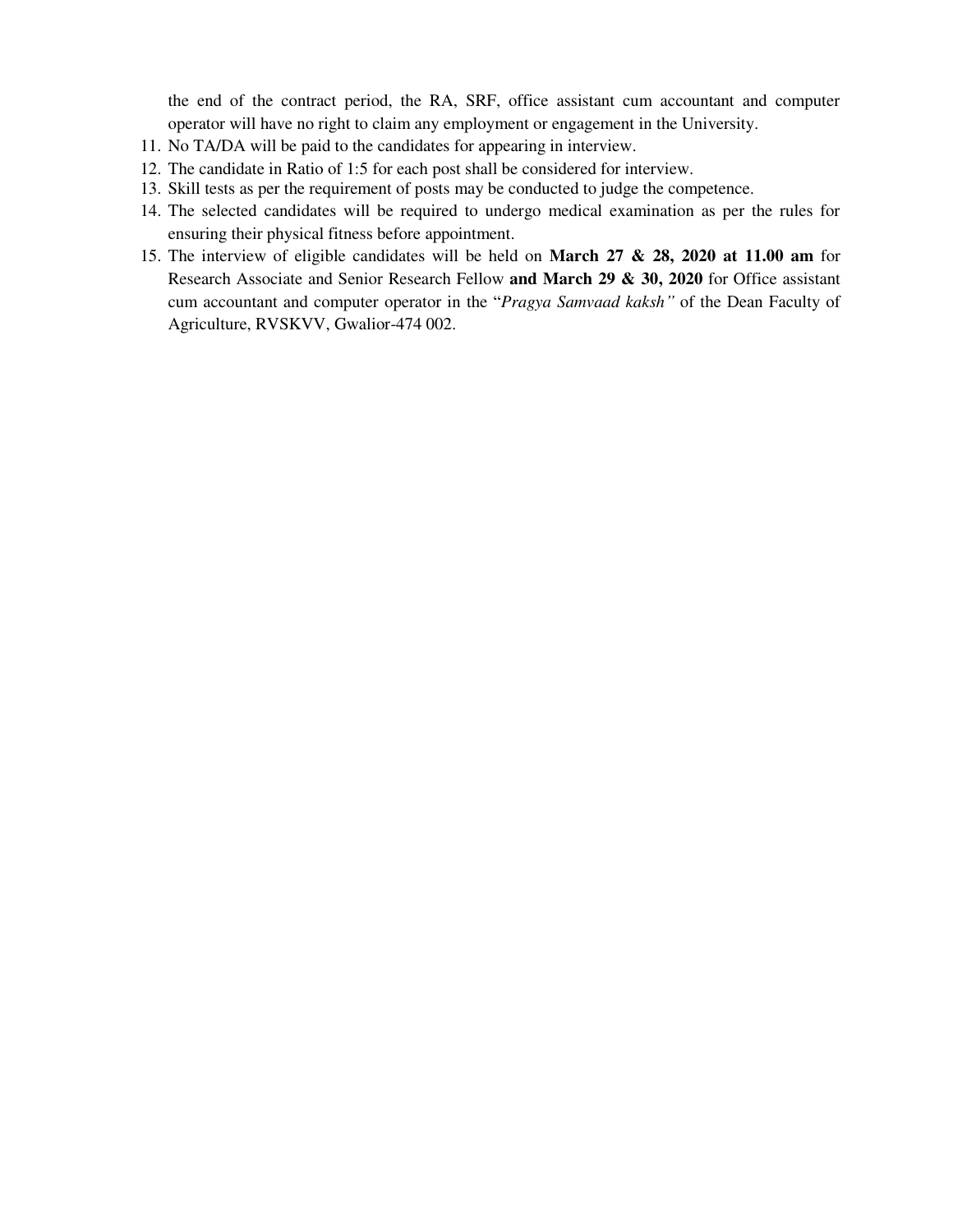the end of the contract period, the RA, SRF, office assistant cum accountant and computer operator will have no right to claim any employment or engagement in the University.

11. No TA/DA will be paid to the candidates for appearing in interview.
12. The candidate in Ratio of 1:5 for each post shall be considered for interview.
13. Skill tests as per the requirement of posts may be conducted to judge the competence.
14. The selected candidates will be required to undergo medical examination as per the rules for ensuring their physical fitness before appointment.
15. The interview of eligible candidates will be held on **March 27 & 28, 2020 at 11.00 am** for Research Associate and Senior Research Fellow **and March 29 & 30, 2020** for Office assistant cum accountant and computer operator in the "*Pragya Samvaad kaksh"* of the Dean Faculty of Agriculture, RVSKVV, Gwalior-474 002.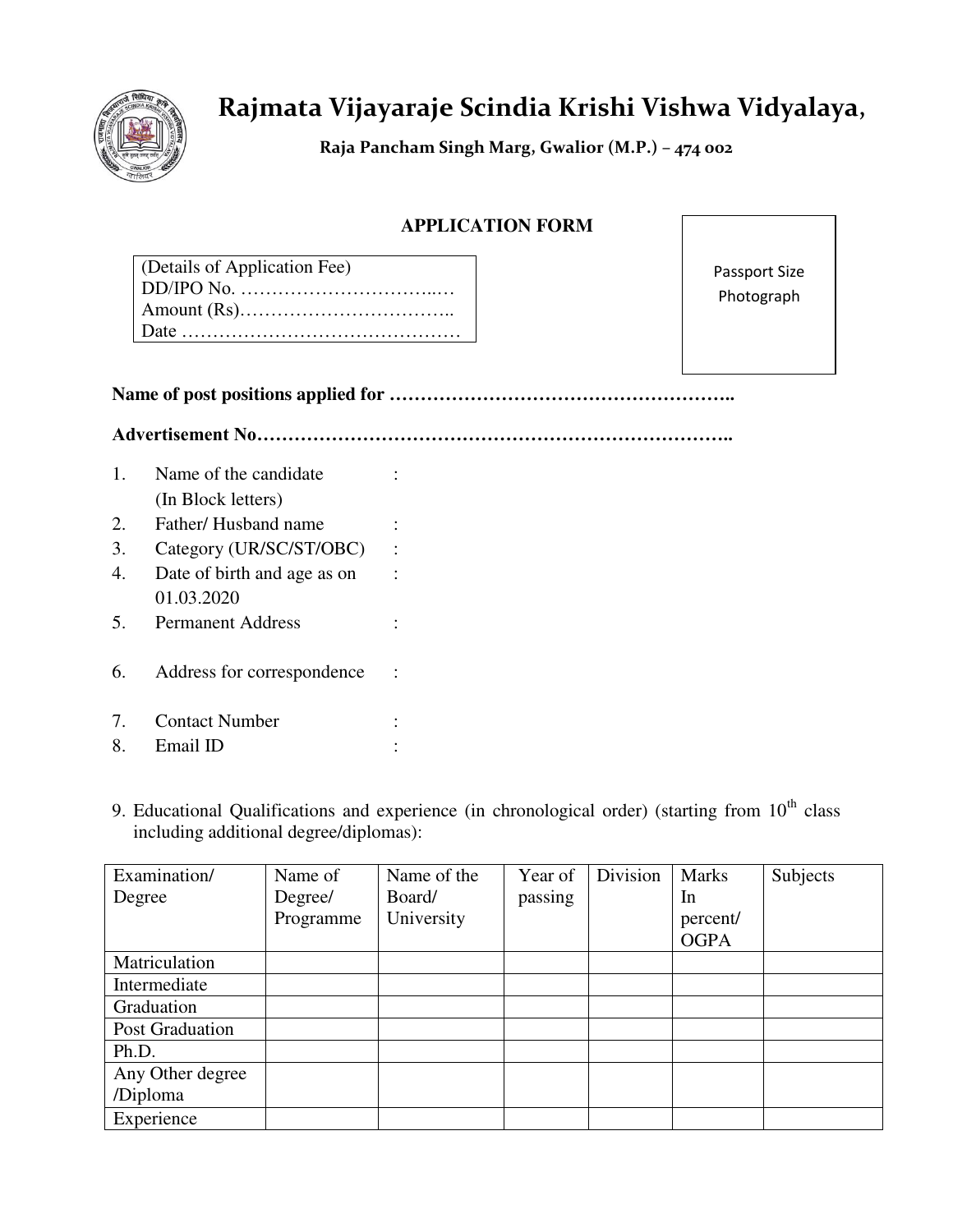# Rajmata Vijayaraje Scindia Krishi Vishwa Vidyalaya,

**Raja Pancham Singh Marg, Gwalior (M.P.) – 474 002**

## APPLICATION FORM

(Details of Application Fee)
DD/IPO No. …………………………..…
Amount (Rs)……………………………..
Date ………………………………………

Passport Size Photograph

**Name of post positions applied for ……………………………………………..**

**Advertisement No…………………………………………………………………..**

1. Name of the candidate (In Block letters) :
2. Father/ Husband name :
3. Category (UR/SC/ST/OBC) :
4. Date of birth and age as on 01.03.2020 :
5. Permanent Address :
6. Address for correspondence :
7. Contact Number :
8. Email ID :

9. Educational Qualifications and experience (in chronological order) (starting from 10th class including additional degree/diplomas):

| Examination/ Degree | Name of Degree/ Programme | Name of the Board/ University | Year of passing | Division | Marks In percent/ OGPA | Subjects |
|---|---|---|---|---|---|---|
| Matriculation | | | | | | |
| Intermediate | | | | | | |
| Graduation | | | | | | |
| Post Graduation | | | | | | |
| Ph.D. | | | | | | |
| Any Other degree /Diploma | | | | | | |
| Experience | | | | | | |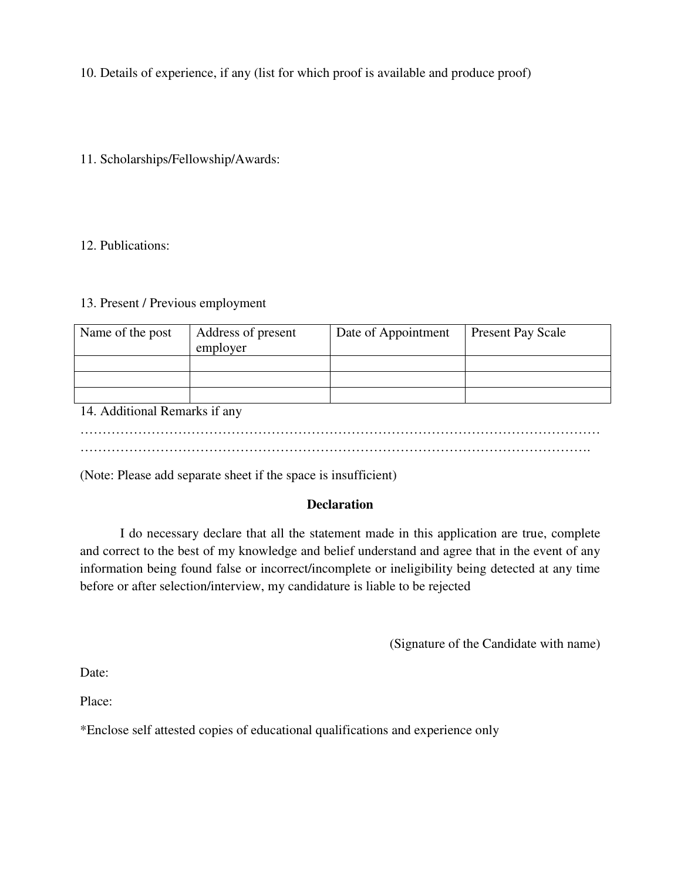10. Details of experience, if any (list for which proof is available and produce proof)

11. Scholarships/Fellowship/Awards:

12. Publications:

13. Present / Previous employment

| Name of the post | Address of present employer | Date of Appointment | Present Pay Scale |
|---|---|---|---|
| | | | |
| | | | |
| | | | |

14. Additional Remarks if any

…………………………………………………………………………………………………………
……………………………………………………………………………………………………….

(Note: Please add separate sheet if the space is insufficient)

**Declaration**

I do necessary declare that all the statement made in this application are true, complete and correct to the best of my knowledge and belief understand and agree that in the event of any information being found false or incorrect/incomplete or ineligibility being detected at any time before or after selection/interview, my candidature is liable to be rejected

(Signature of the Candidate with name)

Date:

Place:

*Enclose self attested copies of educational qualifications and experience only